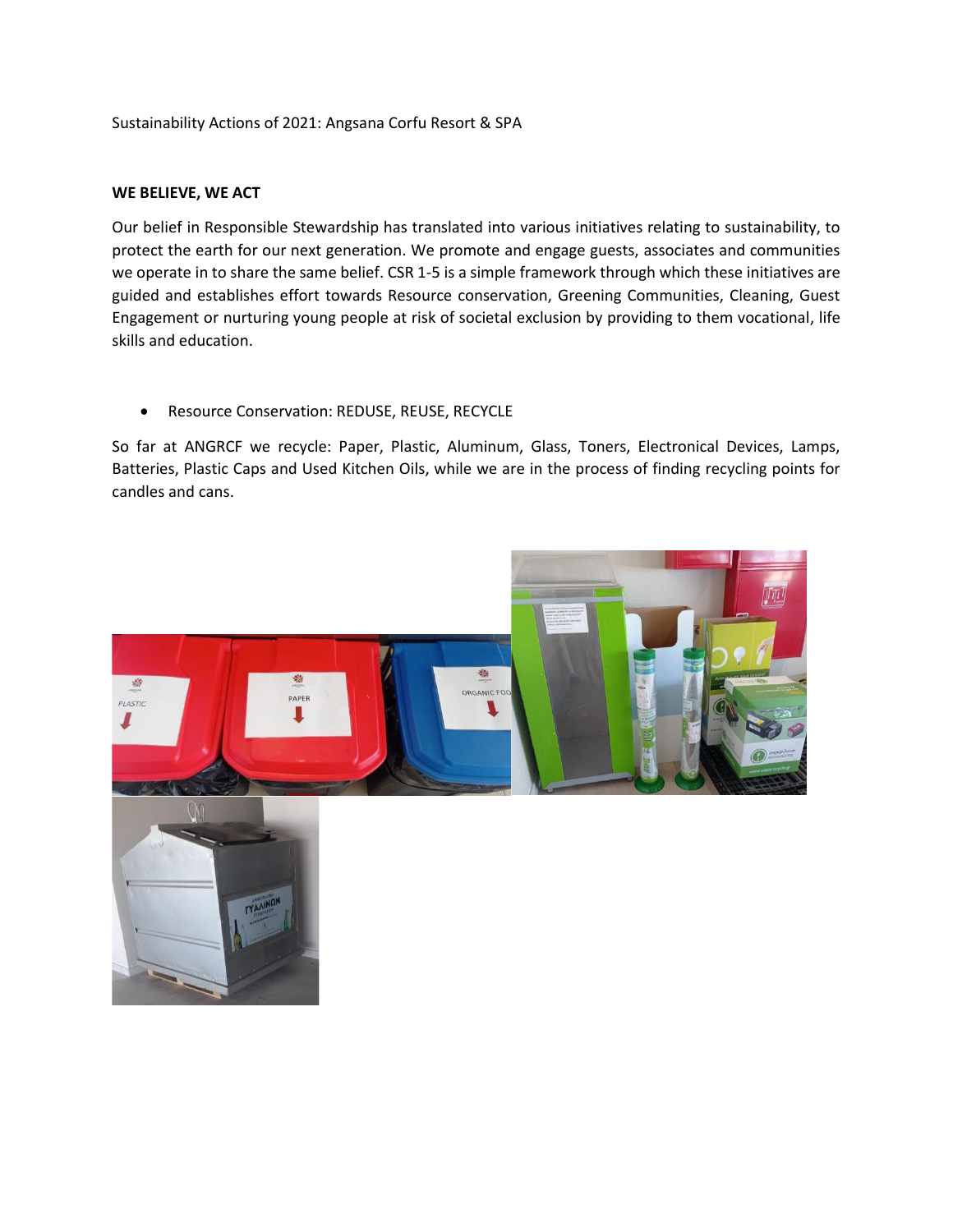Sustainability Actions of 2021: Angsana Corfu Resort & SPA

**WE BELIEVE, WE ACT**

Our belief in Responsible Stewardship has translated into various initiatives relating to sustainability, to protect the earth for our next generation. We promote and engage guests, associates and communities we operate in to share the same belief. CSR 1-5 is a simple framework through which these initiatives are guided and establishes effort towards Resource conservation, Greening Communities, Cleaning, Guest Engagement or nurturing young people at risk of societal exclusion by providing to them vocational, life skills and education.

- Resource Conservation: REDUSE, REUSE, RECYCLE

So far at ANGRCF we recycle: Paper, Plastic, Aluminum, Glass, Toners, Electronical Devices, Lamps, Batteries, Plastic Caps and Used Kitchen Oils, while we are in the process of finding recycling points for candles and cans.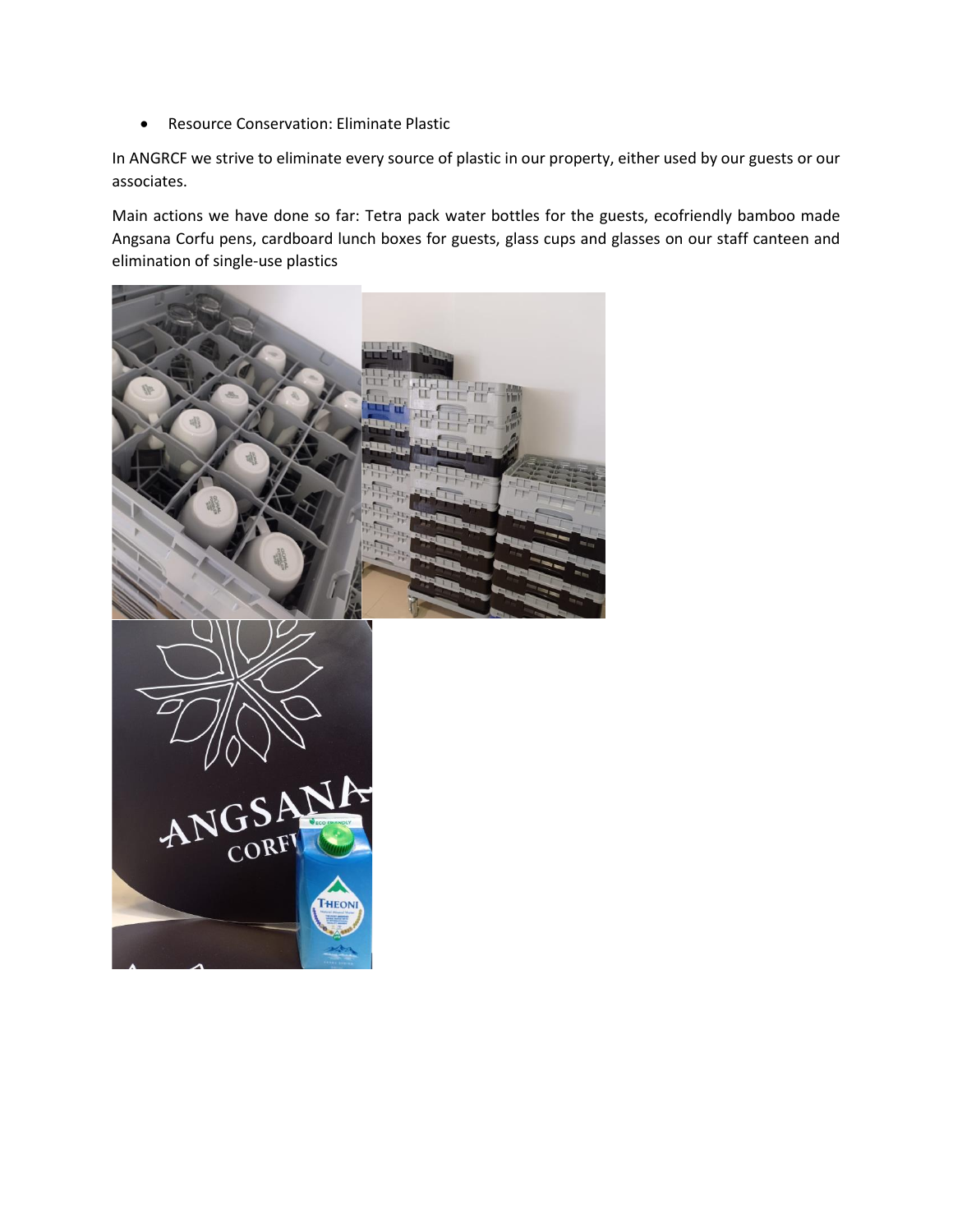- Resource Conservation: Eliminate Plastic

In ANGRCF we strive to eliminate every source of plastic in our property, either used by our guests or our associates.

Main actions we have done so far: Tetra pack water bottles for the guests, ecofriendly bamboo made Angsana Corfu pens, cardboard lunch boxes for guests, glass cups and glasses on our staff canteen and elimination of single-use plastics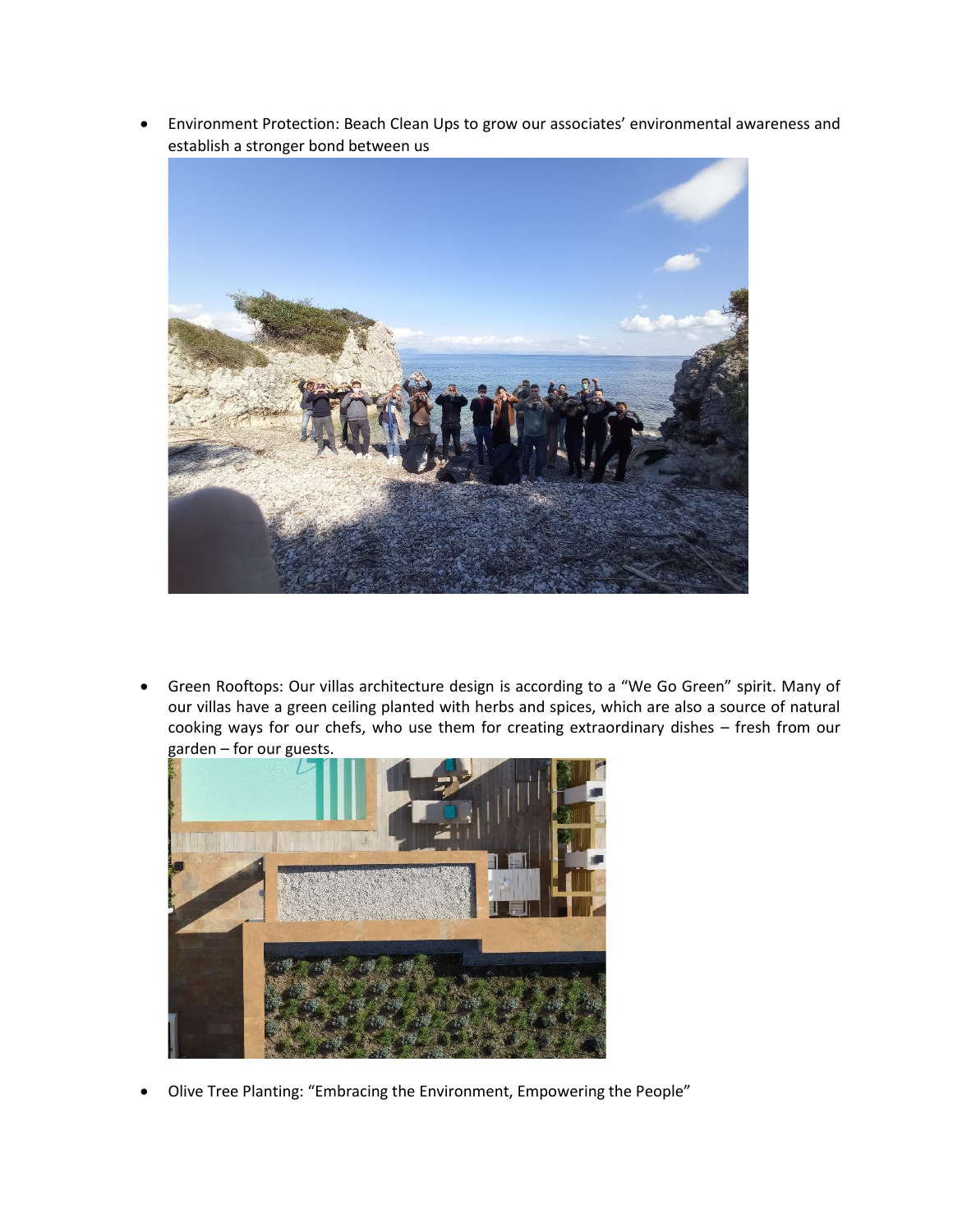- Environment Protection: Beach Clean Ups to grow our associates' environmental awareness and establish a stronger bond between us

- Green Rooftops: Our villas architecture design is according to a "We Go Green" spirit. Many of our villas have a green ceiling planted with herbs and spices, which are also a source of natural cooking ways for our chefs, who use them for creating extraordinary dishes – fresh from our garden – for our guests.

- Olive Tree Planting: "Embracing the Environment, Empowering the People"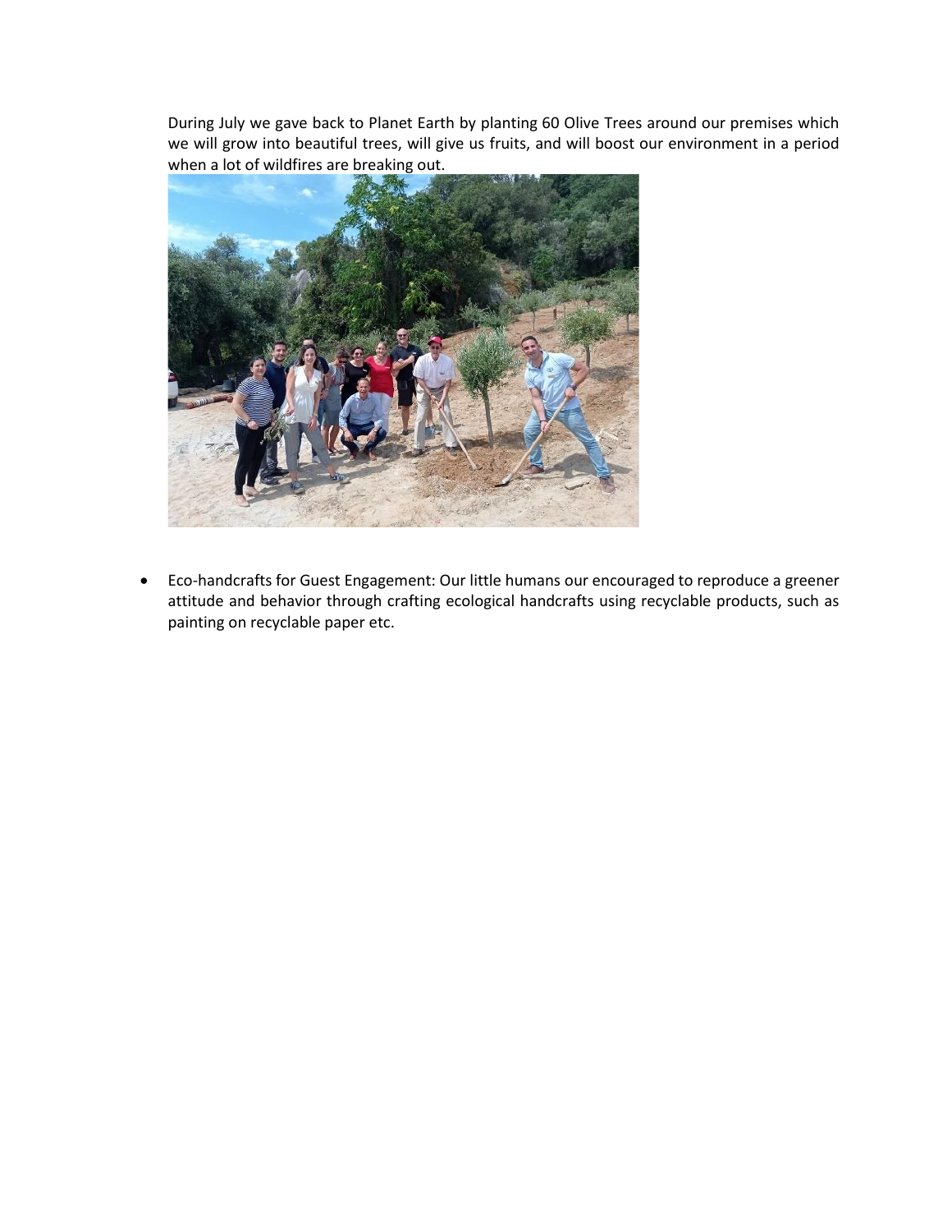During July we gave back to Planet Earth by planting 60 Olive Trees around our premises which we will grow into beautiful trees, will give us fruits, and will boost our environment in a period when a lot of wildfires are breaking out.

- Eco-handcrafts for Guest Engagement: Our little humans our encouraged to reproduce a greener attitude and behavior through crafting ecological handcrafts using recyclable products, such as painting on recyclable paper etc.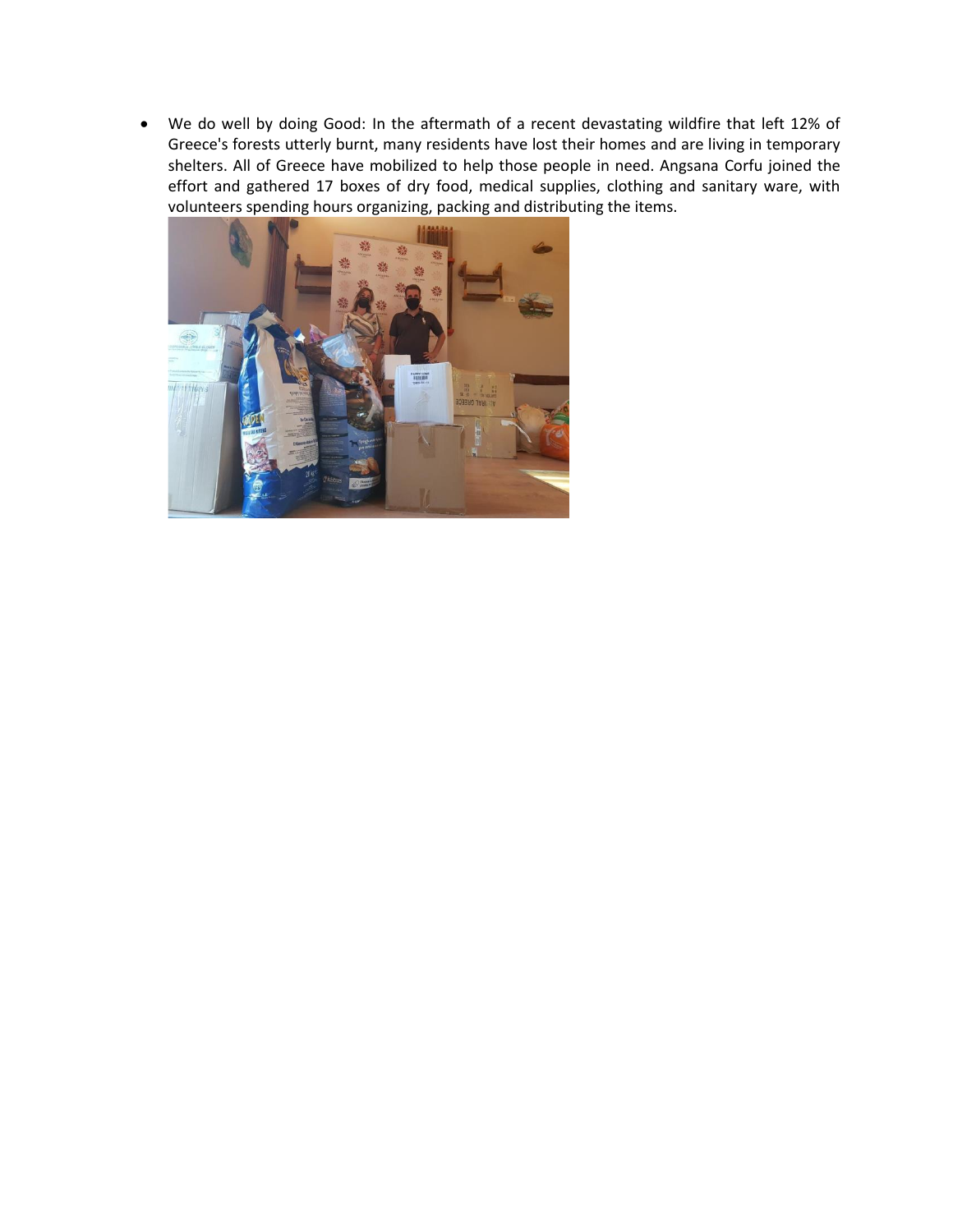- We do well by doing Good: In the aftermath of a recent devastating wildfire that left 12% of Greece's forests utterly burnt, many residents have lost their homes and are living in temporary shelters. All of Greece have mobilized to help those people in need. Angsana Corfu joined the effort and gathered 17 boxes of dry food, medical supplies, clothing and sanitary ware, with volunteers spending hours organizing, packing and distributing the items.